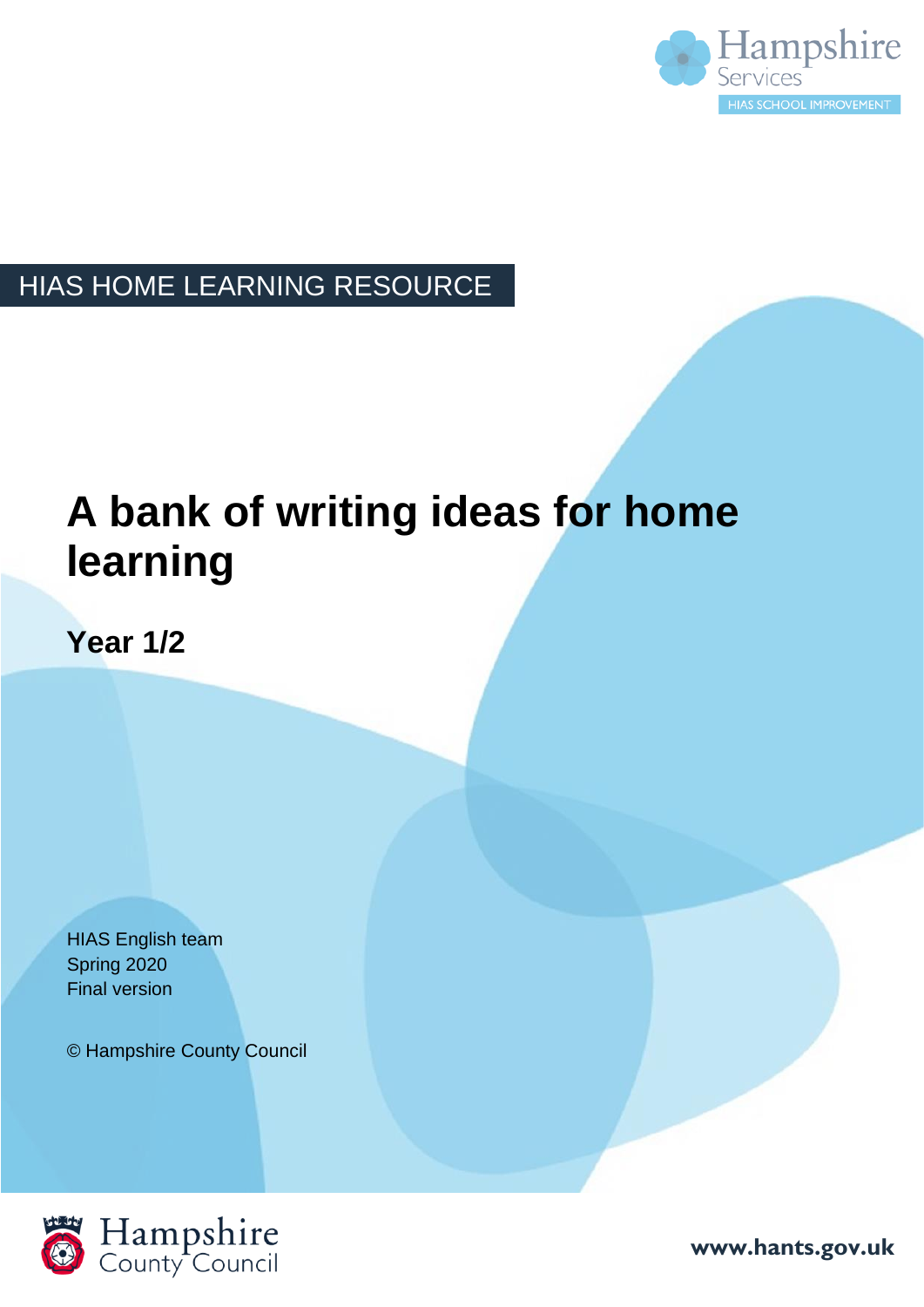Hampshire Services

HIAS SCHOOL IMPROVEMENT

HIAS HOME LEARNING RESOURCE

# A bank of writing ideas for home learning

## Year 1/2

HIAS English team
Spring 2020
Final version

© Hampshire County Council

Hampshire County Council

www.hants.gov.uk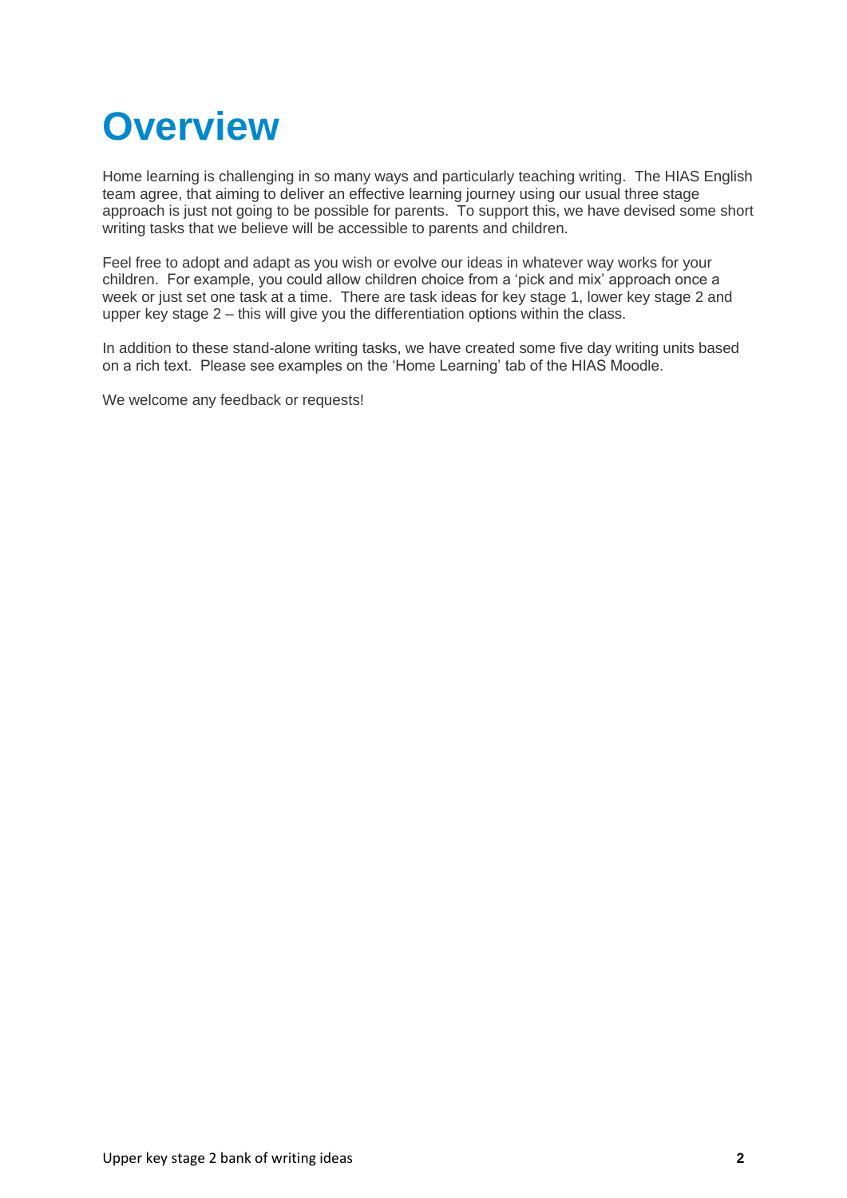# Overview

Home learning is challenging in so many ways and particularly teaching writing. The HIAS English team agree, that aiming to deliver an effective learning journey using our usual three stage approach is just not going to be possible for parents. To support this, we have devised some short writing tasks that we believe will be accessible to parents and children.

Feel free to adopt and adapt as you wish or evolve our ideas in whatever way works for your children. For example, you could allow children choice from a 'pick and mix' approach once a week or just set one task at a time. There are task ideas for key stage 1, lower key stage 2 and upper key stage 2 – this will give you the differentiation options within the class.

In addition to these stand-alone writing tasks, we have created some five day writing units based on a rich text. Please see examples on the 'Home Learning' tab of the HIAS Moodle.

We welcome any feedback or requests!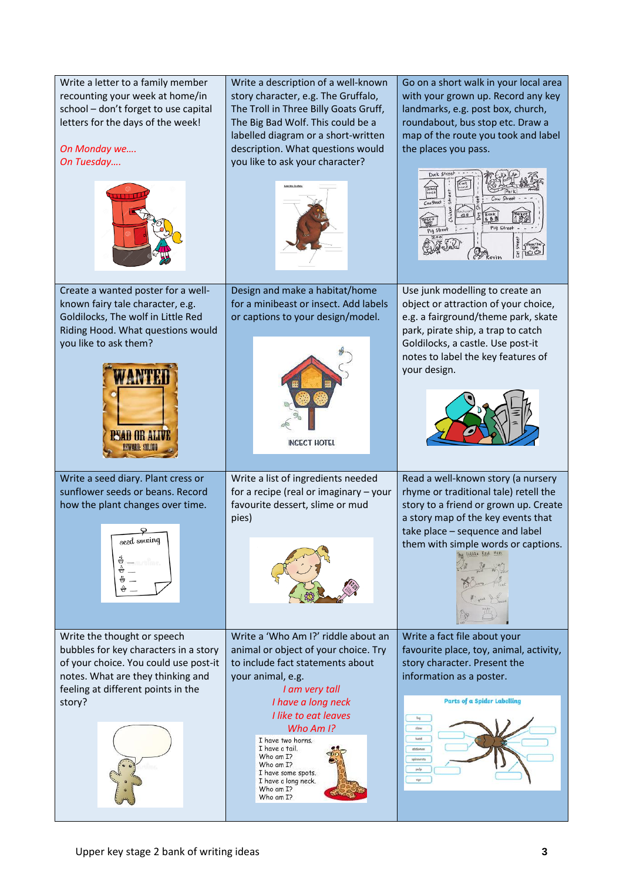| | | |
|---|---|---|
| Write a letter to a family member recounting your week at home/in school – don't forget to use capital letters for the days of the week!<br><br>*On Monday we….*<br>*On Tuesday….* | Write a description of a well-known story character, e.g. The Gruffalo, The Troll in Three Billy Goats Gruff, The Big Bad Wolf. This could be a labelled diagram or a short-written description. What questions would you like to ask your character? | Go on a short walk in your local area with your grown up. Record any key landmarks, e.g. post box, church, roundabout, bus stop etc. Draw a map of the route you took and label the places you pass. |
| Create a wanted poster for a well-known fairy tale character, e.g. Goldilocks, The wolf in Little Red Riding Hood. What questions would you like to ask them? | Design and make a habitat/home for a minibeast or insect. Add labels or captions to your design/model. | Use junk modelling to create an object or attraction of your choice, e.g. a fairground/theme park, skate park, pirate ship, a trap to catch Goldilocks, a castle. Use post-it notes to label the key features of your design. |
| Write a seed diary. Plant cress or sunflower seeds or beans. Record how the plant changes over time. | Write a list of ingredients needed for a recipe (real or imaginary – your favourite dessert, slime or mud pies) | Read a well-known story (a nursery rhyme or traditional tale) retell the story to a friend or grown up. Create a story map of the key events that take place – sequence and label them with simple words or captions. |
| Write the thought or speech bubbles for key characters in a story of your choice. You could use post-it notes. What are they thinking and feeling at different points in the story? | Write a 'Who Am I?' riddle about an animal or object of your choice. Try to include fact statements about your animal, e.g.<br>*I am very tall*<br>*I have a long neck*<br>*I like to eat leaves*<br>*Who Am I?* | Write a fact file about your favourite place, toy, animal, activity, story character. Present the information as a poster. |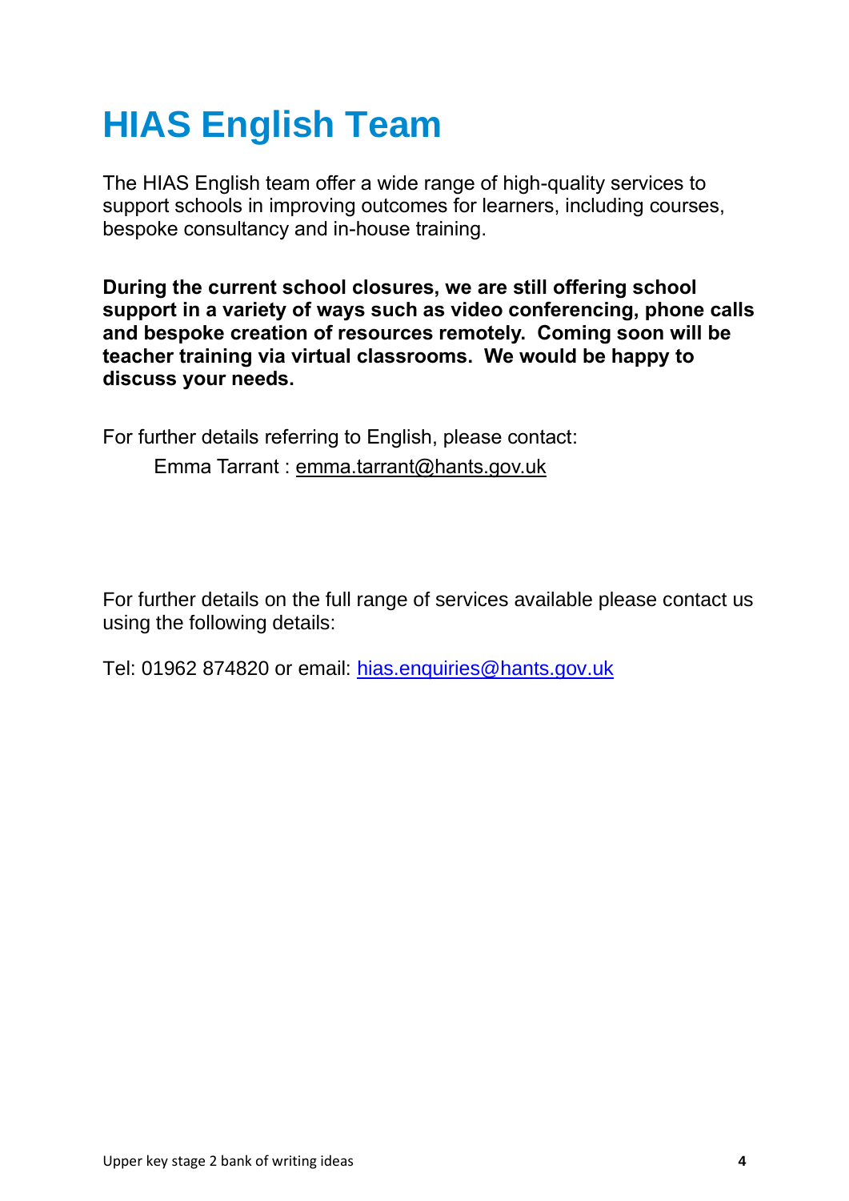# HIAS English Team

The HIAS English team offer a wide range of high-quality services to support schools in improving outcomes for learners, including courses, bespoke consultancy and in-house training.

**During the current school closures, we are still offering school support in a variety of ways such as video conferencing, phone calls and bespoke creation of resources remotely. Coming soon will be teacher training via virtual classrooms. We would be happy to discuss your needs.**

For further details referring to English, please contact:

Emma Tarrant : emma.tarrant@hants.gov.uk

For further details on the full range of services available please contact us using the following details:

Tel: 01962 874820 or email: hias.enquiries@hants.gov.uk